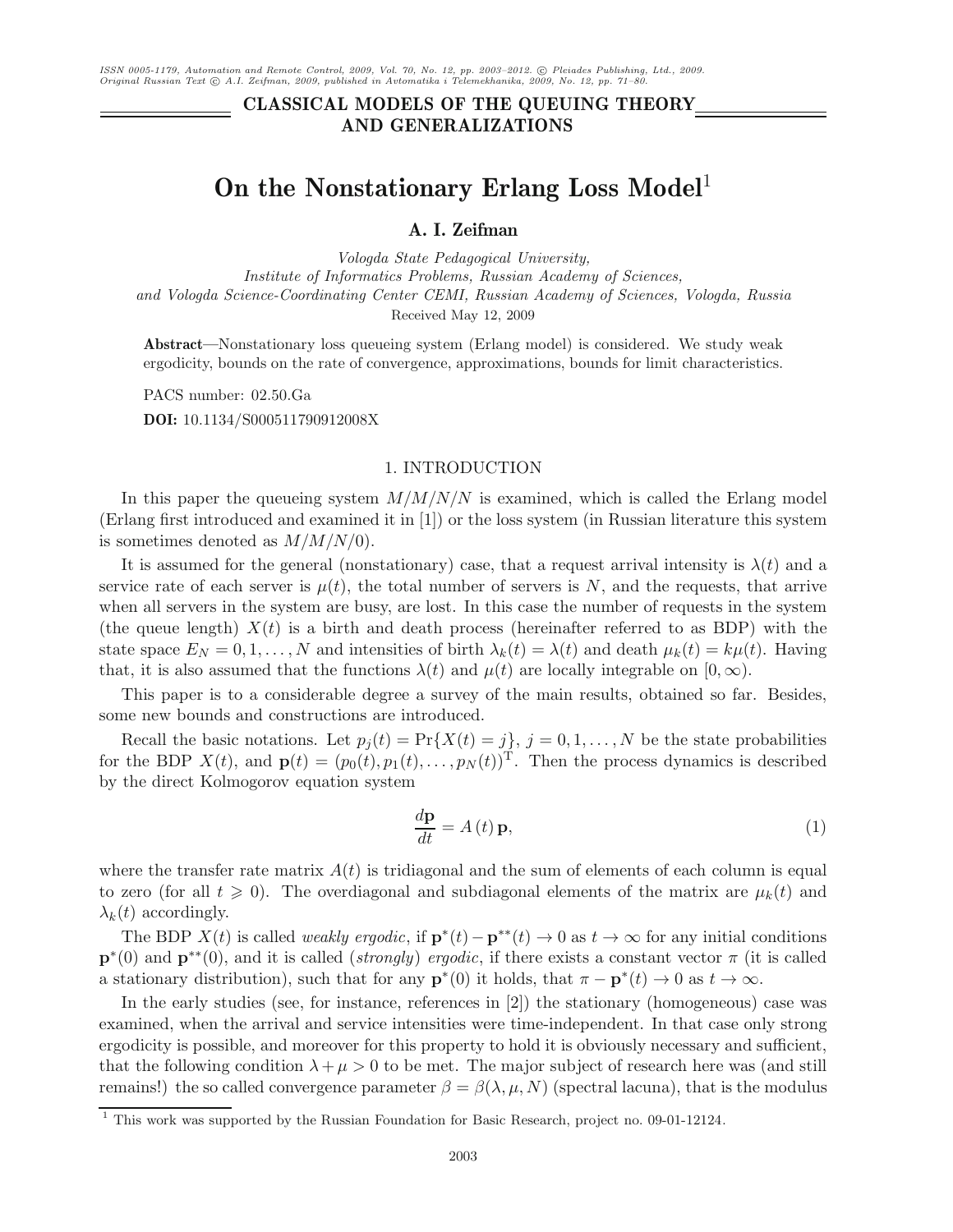CLASSICAL MODELS OF THE QUEUING THEORY AND GENERALIZATIONS

# On the Nonstationary Erlang Loss Model[1]

**A. I. Zeifman**

*Vologda State Pedagogical University,*
*Institute of Informatics Problems, Russian Academy of Sciences,*
*and Vologda Science-Coordinating Center CEMI, Russian Academy of Sciences, Vologda, Russia*
Received May 12, 2009

**Abstract**—Nonstationary loss queueing system (Erlang model) is considered. We study weak ergodicity, bounds on the rate of convergence, approximations, bounds for limit characteristics.

PACS number: 02.50.Ga

**DOI:** 10.1134/S000511790912008X

## 1. INTRODUCTION

In this paper the queueing system $M/M/N/N$ is examined, which is called the Erlang model (Erlang first introduced and examined it in [1]) or the loss system (in Russian literature this system is sometimes denoted as $M/M/N/0$).

It is assumed for the general (nonstationary) case, that a request arrival intensity is $\lambda(t)$ and a service rate of each server is $\mu(t)$, the total number of servers is $N$, and the requests, that arrive when all servers in the system are busy, are lost. In this case the number of requests in the system (the queue length) $X(t)$ is a birth and death process (hereinafter referred to as BDP) with the state space $E_N = 0, 1, \ldots, N$ and intensities of birth $\lambda_k(t) = \lambda(t)$ and death $\mu_k(t) = k\mu(t)$. Having that, it is also assumed that the functions $\lambda(t)$ and $\mu(t)$ are locally integrable on $[0, \infty)$.

This paper is to a considerable degree a survey of the main results, obtained so far. Besides, some new bounds and constructions are introduced.

Recall the basic notations. Let $p_j(t) = \Pr\{X(t) = j\}$, $j = 0, 1, \ldots, N$ be the state probabilities for the BDP $X(t)$, and $\mathbf{p}(t) = (p_0(t), p_1(t), \ldots, p_N(t))^{\mathrm{T}}$. Then the process dynamics is described by the direct Kolmogorov equation system

$$\frac{d\mathbf{p}}{dt} = A(t)\,\mathbf{p}, \tag{1}$$

where the transfer rate matrix $A(t)$ is tridiagonal and the sum of elements of each column is equal to zero (for all $t \geqslant 0$). The overdiagonal and subdiagonal elements of the matrix are $\mu_k(t)$ and $\lambda_k(t)$ accordingly.

The BDP $X(t)$ is called *weakly ergodic*, if $\mathbf{p}^*(t) - \mathbf{p}^{**}(t) \to 0$ as $t \to \infty$ for any initial conditions $\mathbf{p}^*(0)$ and $\mathbf{p}^{**}(0)$, and it is called (*strongly*) *ergodic*, if there exists a constant vector $\pi$ (it is called a stationary distribution), such that for any $\mathbf{p}^*(0)$ it holds, that $\pi - \mathbf{p}^*(t) \to 0$ as $t \to \infty$.

In the early studies (see, for instance, references in [2]) the stationary (homogeneous) case was examined, when the arrival and service intensities were time-independent. In that case only strong ergodicity is possible, and moreover for this property to hold it is obviously necessary and sufficient, that the following condition $\lambda + \mu > 0$ to be met. The major subject of research here was (and still remains!) the so called convergence parameter $\beta = \beta(\lambda, \mu, N)$ (spectral lacuna), that is the modulus

[1] This work was supported by the Russian Foundation for Basic Research, project no. 09-01-12124.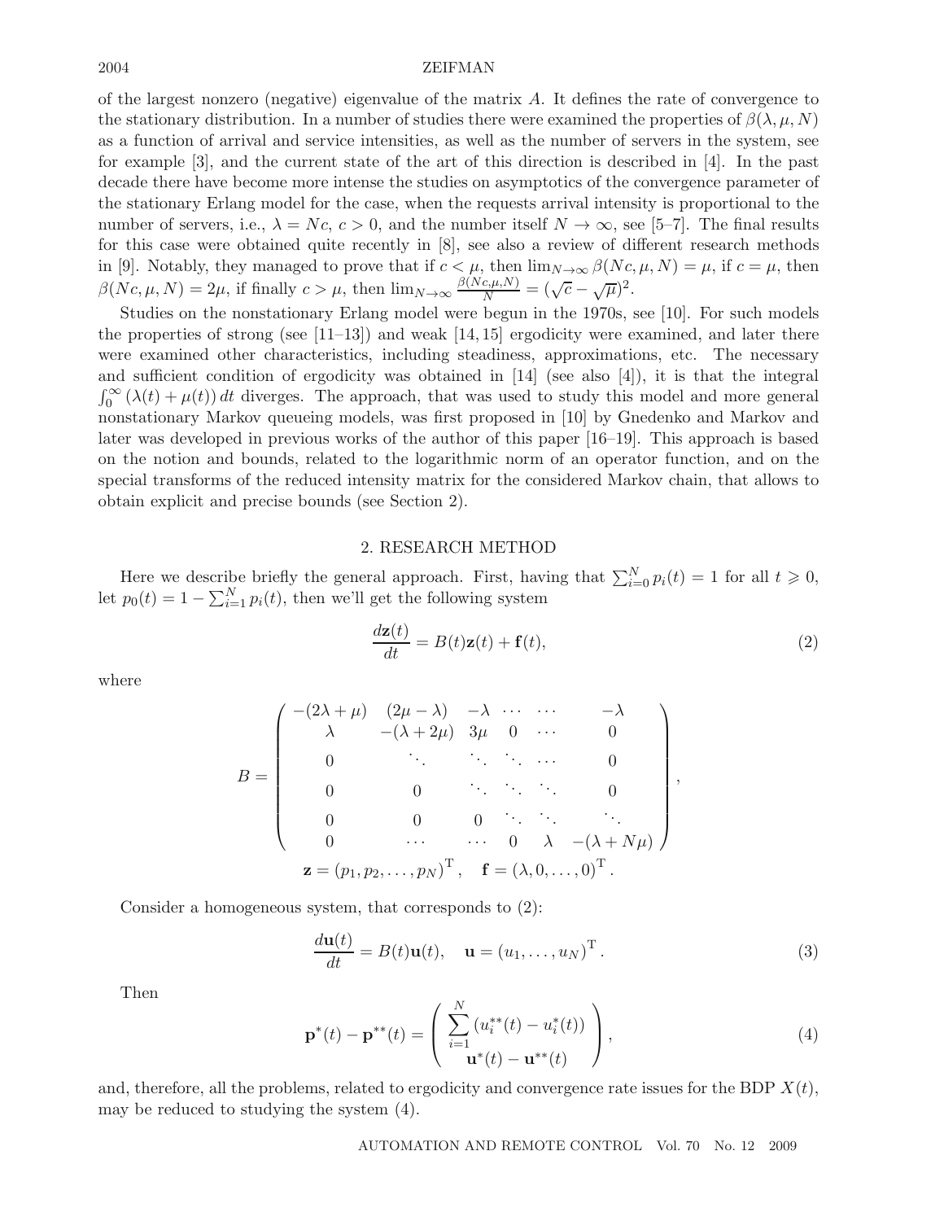of the largest nonzero (negative) eigenvalue of the matrix $A$. It defines the rate of convergence to the stationary distribution. In a number of studies there were examined the properties of $\beta(\lambda, \mu, N)$ as a function of arrival and service intensities, as well as the number of servers in the system, see for example [3], and the current state of the art of this direction is described in [4]. In the past decade there have become more intense the studies on asymptotics of the convergence parameter of the stationary Erlang model for the case, when the requests arrival intensity is proportional to the number of servers, i.e., $\lambda = Nc$, $c > 0$, and the number itself $N \to \infty$, see [5–7]. The final results for this case were obtained quite recently in [8], see also a review of different research methods in [9]. Notably, they managed to prove that if $c < \mu$, then $\lim_{N\to\infty} \beta(Nc, \mu, N) = \mu$, if $c = \mu$, then $\beta(Nc, \mu, N) = 2\mu$, if finally $c > \mu$, then $\lim_{N\to\infty} \frac{\beta(Nc,\mu,N)}{N} = (\sqrt{c} - \sqrt{\mu})^2$.

Studies on the nonstationary Erlang model were begun in the 1970s, see [10]. For such models the properties of strong (see [11–13]) and weak [14, 15] ergodicity were examined, and later there were examined other characteristics, including steadiness, approximations, etc. The necessary and sufficient condition of ergodicity was obtained in [14] (see also [4]), it is that the integral $\int_0^\infty (\lambda(t) + \mu(t))\, dt$ diverges. The approach, that was used to study this model and more general nonstationary Markov queueing models, was first proposed in [10] by Gnedenko and Markov and later was developed in previous works of the author of this paper [16–19]. This approach is based on the notion and bounds, related to the logarithmic norm of an operator function, and on the special transforms of the reduced intensity matrix for the considered Markov chain, that allows to obtain explicit and precise bounds (see Section 2).

## 2. RESEARCH METHOD

Here we describe briefly the general approach. First, having that $\sum_{i=0}^{N} p_i(t) = 1$ for all $t \geqslant 0$, let $p_0(t) = 1 - \sum_{i=1}^{N} p_i(t)$, then we'll get the following system

$$\frac{d\mathbf{z}(t)}{dt} = B(t)\mathbf{z}(t) + \mathbf{f}(t), \tag{2}$$

where

$$B = \begin{pmatrix} -(2\lambda+\mu) & (2\mu-\lambda) & -\lambda & \cdots & \cdots & -\lambda \\ \lambda & -(\lambda+2\mu) & 3\mu & 0 & \cdots & 0 \\ 0 & \ddots & \ddots & \ddots & \cdots & 0 \\ 0 & 0 & \ddots & \ddots & \ddots & 0 \\ 0 & 0 & 0 & \ddots & \ddots & \ddots \\ 0 & \cdots & \cdots & 0 & \lambda & -(\lambda+N\mu) \end{pmatrix},$$

$$\mathbf{z} = (p_1, p_2, \ldots, p_N)^{\mathrm{T}}, \quad \mathbf{f} = (\lambda, 0, \ldots, 0)^{\mathrm{T}}.$$

Consider a homogeneous system, that corresponds to (2):

$$\frac{d\mathbf{u}(t)}{dt} = B(t)\mathbf{u}(t), \quad \mathbf{u} = (u_1, \ldots, u_N)^{\mathrm{T}}. \tag{3}$$

Then

$$\mathbf{p}^*(t) - \mathbf{p}^{**}(t) = \begin{pmatrix} \sum\limits_{i=1}^{N} (u_i^{**}(t) - u_i^*(t)) \\ \mathbf{u}^*(t) - \mathbf{u}^{**}(t) \end{pmatrix}, \tag{4}$$

and, therefore, all the problems, related to ergodicity and convergence rate issues for the BDP $X(t)$, may be reduced to studying the system (4).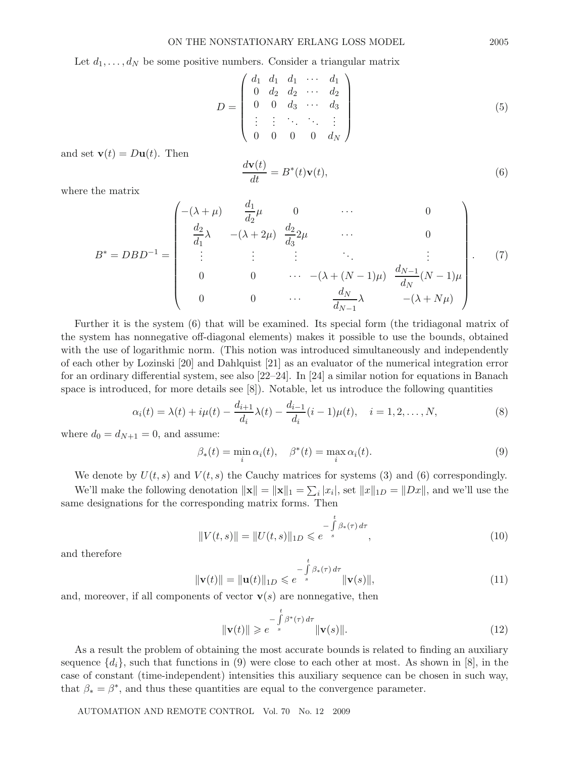Let $d_1, \ldots, d_N$ be some positive numbers. Consider a triangular matrix

$$D = \begin{pmatrix} d_1 & d_1 & d_1 & \cdots & d_1 \\ 0 & d_2 & d_2 & \cdots & d_2 \\ 0 & 0 & d_3 & \cdots & d_3 \\ \vdots & \vdots & \ddots & \ddots & \vdots \\ 0 & 0 & 0 & 0 & d_N \end{pmatrix} \tag{5}$$

and set $\mathbf{v}(t) = D\mathbf{u}(t)$. Then

$$\frac{d\mathbf{v}(t)}{dt} = B^*(t)\mathbf{v}(t), \tag{6}$$

where the matrix

$$B^* = DBD^{-1} = \begin{pmatrix} -(\lambda+\mu) & \frac{d_1}{d_2}\mu & 0 & \cdots & 0 \\ \frac{d_2}{d_1}\lambda & -(\lambda+2\mu) & \frac{d_2}{d_3}2\mu & \cdots & 0 \\ \vdots & \vdots & \vdots & \ddots & \vdots \\ 0 & 0 & \cdots & -(\lambda+(N-1)\mu) & \frac{d_{N-1}}{d_N}(N-1)\mu \\ 0 & 0 & \cdots & \frac{d_N}{d_{N-1}}\lambda & -(\lambda+N\mu) \end{pmatrix}. \tag{7}$$

Further it is the system (6) that will be examined. Its special form (the tridiagonal matrix of the system has nonnegative off-diagonal elements) makes it possible to use the bounds, obtained with the use of logarithmic norm. (This notion was introduced simultaneously and independently of each other by Lozinski [20] and Dahlquist [21] as an evaluator of the numerical integration error for an ordinary differential system, see also [22–24]. In [24] a similar notion for equations in Banach space is introduced, for more details see [8]). Notable, let us introduce the following quantities

$$\alpha_i(t) = \lambda(t) + i\mu(t) - \frac{d_{i+1}}{d_i}\lambda(t) - \frac{d_{i-1}}{d_i}(i-1)\mu(t), \quad i = 1, 2, \ldots, N, \tag{8}$$

where $d_0 = d_{N+1} = 0$, and assume:

$$\beta_*(t) = \min_i \alpha_i(t), \quad \beta^*(t) = \max_i \alpha_i(t). \tag{9}$$

We denote by $U(t,s)$ and $V(t,s)$ the Cauchy matrices for systems (3) and (6) correspondingly.

We'll make the following denotation $\|\mathbf{x}\| = \|\mathbf{x}\|_1 = \sum_i |x_i|$, set $\|x\|_{1D} = \|Dx\|$, and we'll use the same designations for the corresponding matrix forms. Then

$$\|V(t,s)\| = \|U(t,s)\|_{1D} \leqslant e^{-\int_s^t \beta_*(\tau)\,d\tau}, \tag{10}$$

and therefore

$$\|\mathbf{v}(t)\| = \|\mathbf{u}(t)\|_{1D} \leqslant e^{-\int_s^t \beta_*(\tau)\,d\tau}\|\mathbf{v}(s)\|, \tag{11}$$

and, moreover, if all components of vector $\mathbf{v}(s)$ are nonnegative, then

$$\|\mathbf{v}(t)\| \geqslant e^{-\int_s^t \beta^*(\tau)\,d\tau}\|\mathbf{v}(s)\|. \tag{12}$$

As a result the problem of obtaining the most accurate bounds is related to finding an auxiliary sequence $\{d_i\}$, such that functions in (9) were close to each other at most. As shown in [8], in the case of constant (time-independent) intensities this auxiliary sequence can be chosen in such way, that $\beta_* = \beta^*$, and thus these quantities are equal to the convergence parameter.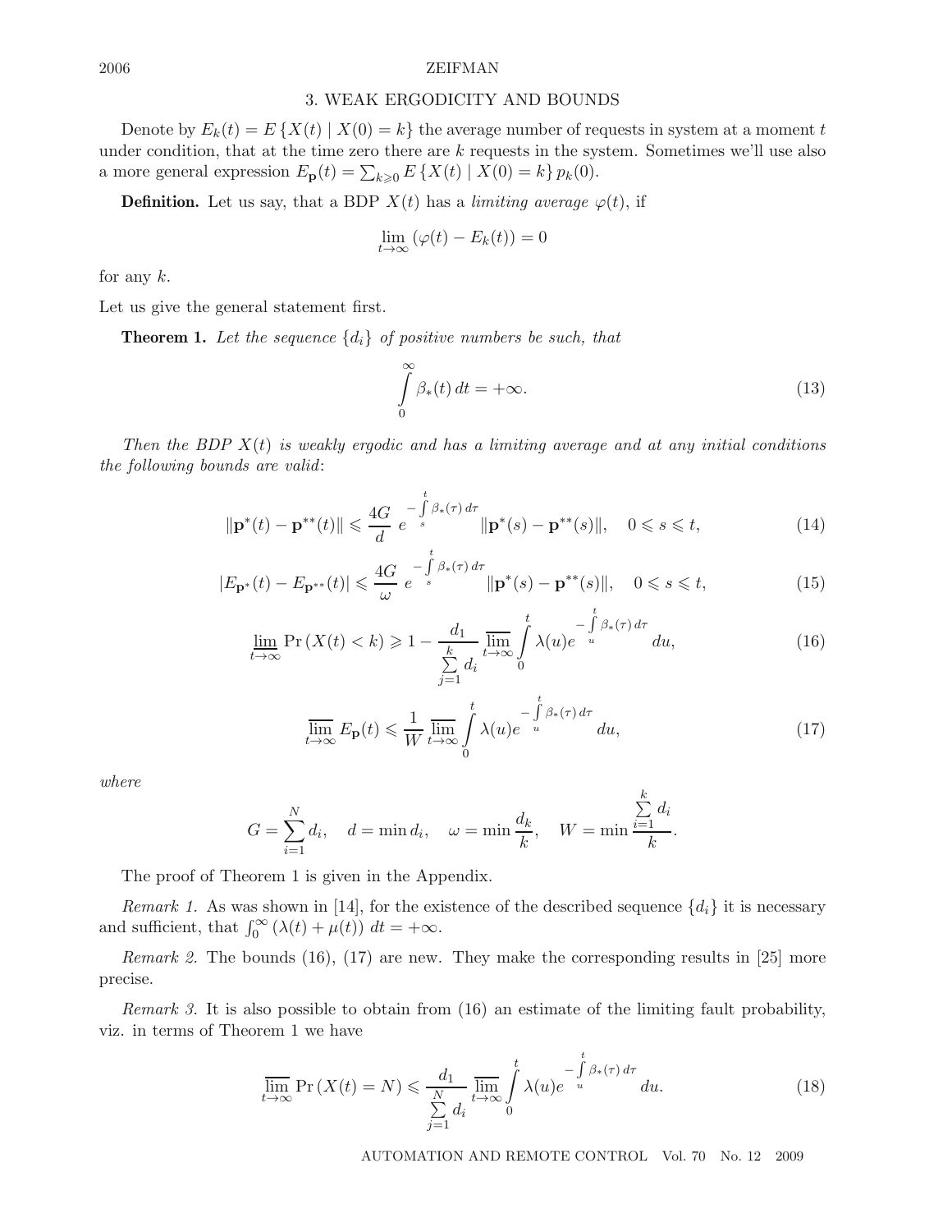## 3. WEAK ERGODICITY AND BOUNDS

Denote by $E_k(t) = E\{X(t) \mid X(0) = k\}$ the average number of requests in system at a moment $t$ under condition, that at the time zero there are $k$ requests in the system. Sometimes we'll use also a more general expression $E_{\mathbf{p}}(t) = \sum_{k \geqslant 0} E\{X(t) \mid X(0) = k\} p_k(0)$.

**Definition.** Let us say, that a BDP $X(t)$ has a *limiting average* $\varphi(t)$, if

$$\lim_{t \to \infty} (\varphi(t) - E_k(t)) = 0$$

for any $k$.

Let us give the general statement first.

**Theorem 1.** *Let the sequence $\{d_i\}$ of positive numbers be such, that*

$$\int_0^\infty \beta_*(t)\, dt = +\infty. \tag{13}$$

*Then the BDP $X(t)$ is weakly ergodic and has a limiting average and at any initial conditions the following bounds are valid*:

$$\|\mathbf{p}^*(t) - \mathbf{p}^{**}(t)\| \leqslant \frac{4G}{d}\, e^{-\int_s^t \beta_*(\tau)\, d\tau} \|\mathbf{p}^*(s) - \mathbf{p}^{**}(s)\|, \quad 0 \leqslant s \leqslant t, \tag{14}$$

$$|E_{\mathbf{p}^*}(t) - E_{\mathbf{p}^{**}}(t)| \leqslant \frac{4G}{\omega}\, e^{-\int_s^t \beta_*(\tau)\, d\tau} \|\mathbf{p}^*(s) - \mathbf{p}^{**}(s)\|, \quad 0 \leqslant s \leqslant t, \tag{15}$$

$$\varliminf_{t \to \infty} \Pr(X(t) < k) \geqslant 1 - \frac{d_1}{\sum_{j=1}^{k} d_i} \varlimsup_{t \to \infty} \int_0^t \lambda(u) e^{-\int_u^t \beta_*(\tau)\, d\tau}\, du, \tag{16}$$

$$\varlimsup_{t \to \infty} E_{\mathbf{p}}(t) \leqslant \frac{1}{W} \varlimsup_{t \to \infty} \int_0^t \lambda(u) e^{-\int_u^t \beta_*(\tau)\, d\tau}\, du, \tag{17}$$

*where*

$$G = \sum_{i=1}^{N} d_i, \quad d = \min d_i, \quad \omega = \min \frac{d_k}{k}, \quad W = \min \frac{\sum_{i=1}^{k} d_i}{k}.$$

The proof of Theorem 1 is given in the Appendix.

*Remark 1.* As was shown in [14], for the existence of the described sequence $\{d_i\}$ it is necessary and sufficient, that $\int_0^\infty (\lambda(t) + \mu(t))\, dt = +\infty$.

*Remark 2.* The bounds (16), (17) are new. They make the corresponding results in [25] more precise.

*Remark 3.* It is also possible to obtain from (16) an estimate of the limiting fault probability, viz. in terms of Theorem 1 we have

$$\varlimsup_{t \to \infty} \Pr(X(t) = N) \leqslant \frac{d_1}{\sum_{j=1}^{N} d_i} \varlimsup_{t \to \infty} \int_0^t \lambda(u) e^{-\int_u^t \beta_*(\tau)\, d\tau}\, du. \tag{18}$$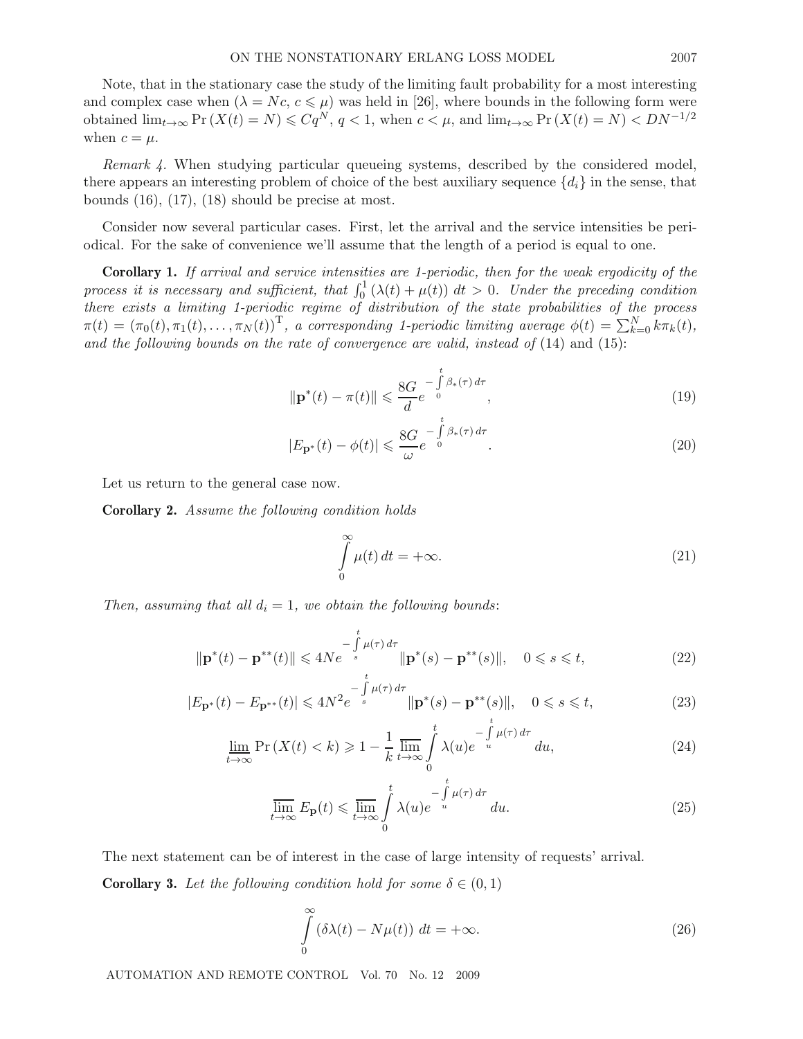Note, that in the stationary case the study of the limiting fault probability for a most interesting and complex case when ($\lambda = Nc$, $c \leqslant \mu$) was held in [26], where bounds in the following form were obtained $\lim_{t\to\infty} \Pr(X(t) = N) \leqslant Cq^N$, $q < 1$, when $c < \mu$, and $\lim_{t\to\infty} \Pr(X(t) = N) < DN^{-1/2}$ when $c = \mu$.

*Remark 4.* When studying particular queueing systems, described by the considered model, there appears an interesting problem of choice of the best auxiliary sequence $\{d_i\}$ in the sense, that bounds (16), (17), (18) should be precise at most.

Consider now several particular cases. First, let the arrival and the service intensities be periodical. For the sake of convenience we'll assume that the length of a period is equal to one.

**Corollary 1.** *If arrival and service intensities are 1-periodic, then for the weak ergodicity of the process it is necessary and sufficient, that* $\int_0^1 (\lambda(t) + \mu(t))\, dt > 0$. *Under the preceding condition there exists a limiting 1-periodic regime of distribution of the state probabilities of the process* $\pi(t) = (\pi_0(t), \pi_1(t), \ldots, \pi_N(t))^{\mathrm{T}}$, *a corresponding 1-periodic limiting average* $\phi(t) = \sum_{k=0}^{N} k\pi_k(t)$, *and the following bounds on the rate of convergence are valid, instead of* (14) *and* (15):

$$\|\mathbf{p}^*(t) - \pi(t)\| \leqslant \frac{8G}{d} e^{-\int\limits_0^t \beta_*(\tau)\, d\tau}, \tag{19}$$

$$|E_{\mathbf{p}^*}(t) - \phi(t)| \leqslant \frac{8G}{\omega} e^{-\int\limits_0^t \beta_*(\tau)\, d\tau}. \tag{20}$$

Let us return to the general case now.

**Corollary 2.** *Assume the following condition holds*

$$\int\limits_0^\infty \mu(t)\, dt = +\infty. \tag{21}$$

*Then, assuming that all* $d_i = 1$, *we obtain the following bounds*:

$$\|\mathbf{p}^*(t) - \mathbf{p}^{**}(t)\| \leqslant 4N e^{-\int\limits_s^t \mu(\tau)\, d\tau} \|\mathbf{p}^*(s) - \mathbf{p}^{**}(s)\|, \quad 0 \leqslant s \leqslant t, \tag{22}$$

$$|E_{\mathbf{p}^*}(t) - E_{\mathbf{p}^{**}}(t)| \leqslant 4N^2 e^{-\int\limits_s^t \mu(\tau)\, d\tau} \|\mathbf{p}^*(s) - \mathbf{p}^{**}(s)\|, \quad 0 \leqslant s \leqslant t, \tag{23}$$

$$\varliminf_{t\to\infty} \Pr(X(t) < k) \geqslant 1 - \frac{1}{k} \varlimsup_{t\to\infty} \int\limits_0^t \lambda(u) e^{-\int\limits_u^t \mu(\tau)\, d\tau} du, \tag{24}$$

$$\varlimsup_{t\to\infty} E_{\mathbf{p}}(t) \leqslant \varlimsup_{t\to\infty} \int\limits_0^t \lambda(u) e^{-\int\limits_u^t \mu(\tau)\, d\tau} du. \tag{25}$$

The next statement can be of interest in the case of large intensity of requests' arrival.

**Corollary 3.** *Let the following condition hold for some* $\delta \in (0, 1)$

$$\int\limits_0^\infty (\delta\lambda(t) - N\mu(t))\, dt = +\infty. \tag{26}$$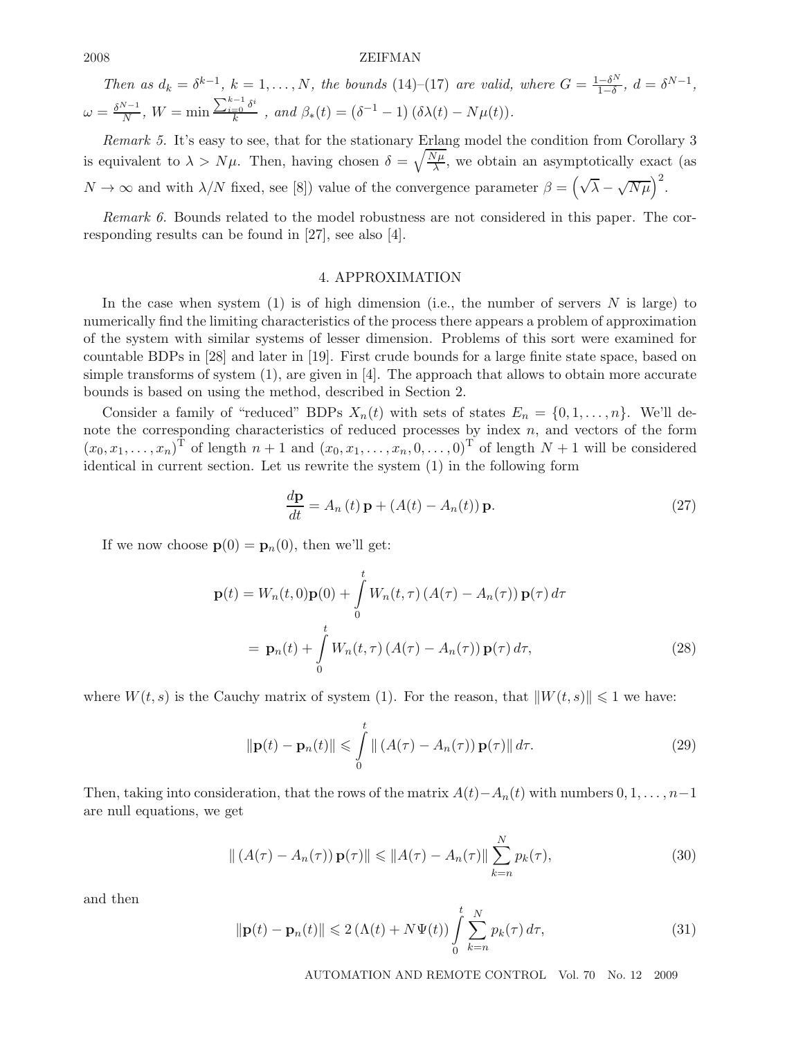*Then as* $d_k = \delta^{k-1}$, $k = 1, \dots, N$, *the bounds* (14)–(17) *are valid, where* $G = \frac{1-\delta^N}{1-\delta}$, $d = \delta^{N-1}$, $\omega = \frac{\delta^{N-1}}{N}$, $W = \min \frac{\sum_{i=0}^{k-1} \delta^i}{k}$ , *and* $\beta_*(t) = \left(\delta^{-1} - 1\right)\left(\delta\lambda(t) - N\mu(t)\right)$.

*Remark 5.* It's easy to see, that for the stationary Erlang model the condition from Corollary 3 is equivalent to $\lambda > N\mu$. Then, having chosen $\delta = \sqrt{\frac{N\mu}{\lambda}}$, we obtain an asymptotically exact (as $N \to \infty$ and with $\lambda/N$ fixed, see [8]) value of the convergence parameter $\beta = \left(\sqrt{\lambda} - \sqrt{N\mu}\right)^2$.

*Remark 6.* Bounds related to the model robustness are not considered in this paper. The corresponding results can be found in [27], see also [4].

## 4. APPROXIMATION

In the case when system (1) is of high dimension (i.e., the number of servers $N$ is large) to numerically find the limiting characteristics of the process there appears a problem of approximation of the system with similar systems of lesser dimension. Problems of this sort were examined for countable BDPs in [28] and later in [19]. First crude bounds for a large finite state space, based on simple transforms of system (1), are given in [4]. The approach that allows to obtain more accurate bounds is based on using the method, described in Section 2.

Consider a family of "reduced" BDPs $X_n(t)$ with sets of states $E_n = \{0, 1, \dots, n\}$. We'll denote the corresponding characteristics of reduced processes by index $n$, and vectors of the form $(x_0, x_1, \dots, x_n)^{\mathrm{T}}$ of length $n+1$ and $(x_0, x_1, \dots, x_n, 0, \dots, 0)^{\mathrm{T}}$ of length $N+1$ will be considered identical in current section. Let us rewrite the system (1) in the following form

$$\frac{d\mathbf{p}}{dt} = A_n(t)\,\mathbf{p} + (A(t) - A_n(t))\,\mathbf{p}. \tag{27}$$

If we now choose $\mathbf{p}(0) = \mathbf{p}_n(0)$, then we'll get:

$$\begin{aligned}\mathbf{p}(t) &= W_n(t,0)\mathbf{p}(0) + \int_0^t W_n(t,\tau)\left(A(\tau) - A_n(\tau)\right)\mathbf{p}(\tau)\,d\tau \\ &= \mathbf{p}_n(t) + \int_0^t W_n(t,\tau)\left(A(\tau) - A_n(\tau)\right)\mathbf{p}(\tau)\,d\tau,\end{aligned} \tag{28}$$

where $W(t,s)$ is the Cauchy matrix of system (1). For the reason, that $\|W(t,s)\| \leqslant 1$ we have:

$$\|\mathbf{p}(t) - \mathbf{p}_n(t)\| \leqslant \int_0^t \|\left(A(\tau) - A_n(\tau)\right)\mathbf{p}(\tau)\|\,d\tau. \tag{29}$$

Then, taking into consideration, that the rows of the matrix $A(t) - A_n(t)$ with numbers $0, 1, \dots, n-1$ are null equations, we get

$$\|\left(A(\tau) - A_n(\tau)\right)\mathbf{p}(\tau)\| \leqslant \|A(\tau) - A_n(\tau)\| \sum_{k=n}^{N} p_k(\tau), \tag{30}$$

and then

$$\|\mathbf{p}(t) - \mathbf{p}_n(t)\| \leqslant 2\left(\Lambda(t) + N\Psi(t)\right)\int_0^t \sum_{k=n}^{N} p_k(\tau)\,d\tau, \tag{31}$$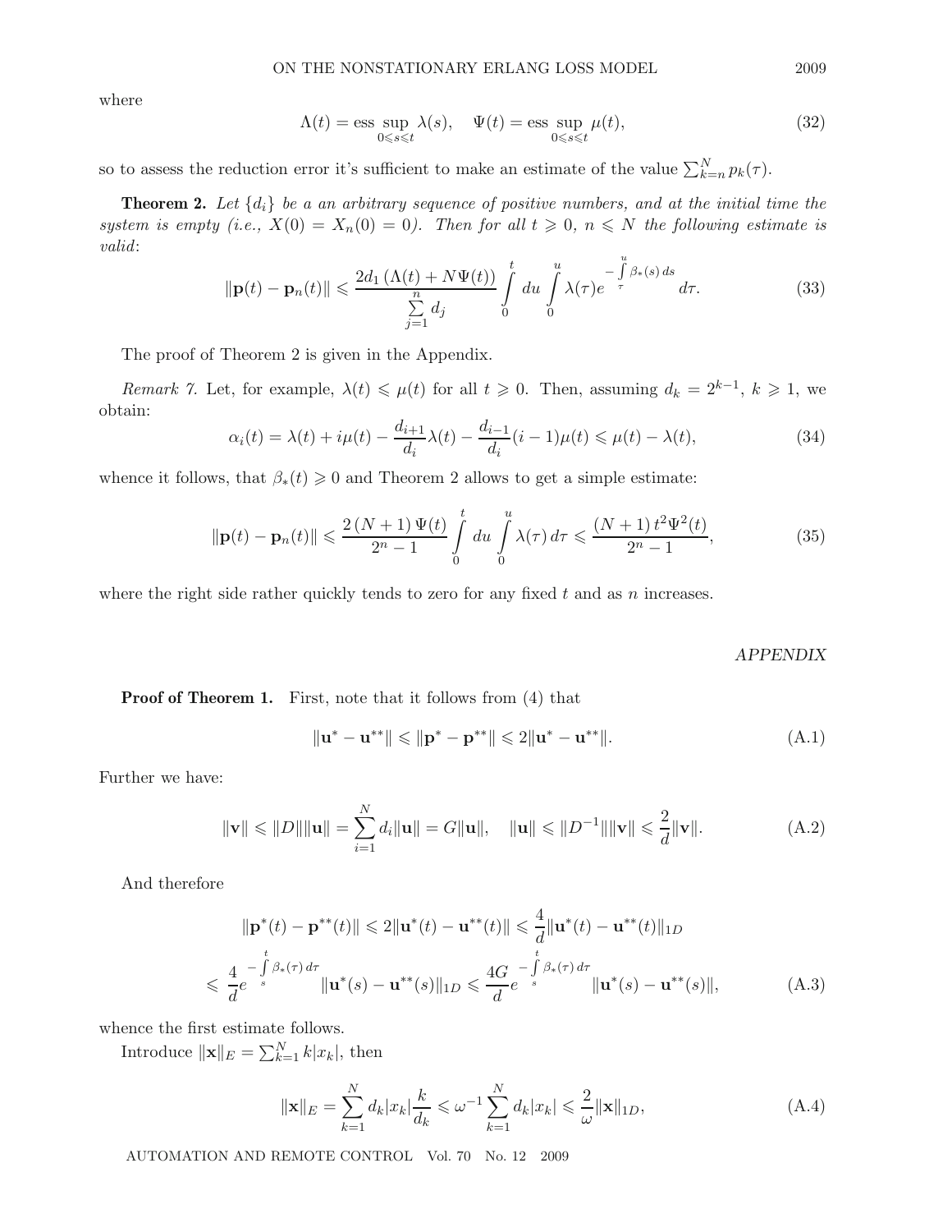where

$$\Lambda(t) = \operatorname*{ess\,sup}_{0 \leqslant s \leqslant t} \lambda(s), \quad \Psi(t) = \operatorname*{ess\,sup}_{0 \leqslant s \leqslant t} \mu(t), \tag{32}$$

so to assess the reduction error it's sufficient to make an estimate of the value $\sum_{k=n}^{N} p_k(\tau)$.

**Theorem 2.** *Let $\{d_i\}$ be a an arbitrary sequence of positive numbers, and at the initial time the system is empty (i.e., $X(0) = X_n(0) = 0$). Then for all $t \geqslant 0$, $n \leqslant N$ the following estimate is valid*:

$$\|\mathbf{p}(t) - \mathbf{p}_n(t)\| \leqslant \frac{2d_1\left(\Lambda(t) + N\Psi(t)\right)}{\sum\limits_{j=1}^{n} d_j} \int\limits_0^t du \int\limits_0^u \lambda(\tau) e^{-\int\limits_\tau^u \beta_*(s)\,ds}\, d\tau. \tag{33}$$

The proof of Theorem 2 is given in the Appendix.

*Remark 7.* Let, for example, $\lambda(t) \leqslant \mu(t)$ for all $t \geqslant 0$. Then, assuming $d_k = 2^{k-1}$, $k \geqslant 1$, we obtain:

$$\alpha_i(t) = \lambda(t) + i\mu(t) - \frac{d_{i+1}}{d_i}\lambda(t) - \frac{d_{i-1}}{d_i}(i-1)\mu(t) \leqslant \mu(t) - \lambda(t), \tag{34}$$

whence it follows, that $\beta_*(t) \geqslant 0$ and Theorem 2 allows to get a simple estimate:

$$\|\mathbf{p}(t) - \mathbf{p}_n(t)\| \leqslant \frac{2\,(N+1)\,\Psi(t)}{2^n - 1} \int\limits_0^t du \int\limits_0^u \lambda(\tau)\,d\tau \leqslant \frac{(N+1)\,t^2\Psi^2(t)}{2^n - 1}, \tag{35}$$

where the right side rather quickly tends to zero for any fixed $t$ and as $n$ increases.

*APPENDIX*

**Proof of Theorem 1.** First, note that it follows from (4) that

$$\|\mathbf{u}^* - \mathbf{u}^{**}\| \leqslant \|\mathbf{p}^* - \mathbf{p}^{**}\| \leqslant 2\|\mathbf{u}^* - \mathbf{u}^{**}\|. \tag{A.1}$$

Further we have:

$$\|\mathbf{v}\| \leqslant \|D\|\|\mathbf{u}\| = \sum_{i=1}^{N} d_i \|\mathbf{u}\| = G\|\mathbf{u}\|, \quad \|\mathbf{u}\| \leqslant \|D^{-1}\|\|\mathbf{v}\| \leqslant \frac{2}{d}\|\mathbf{v}\|. \tag{A.2}$$

And therefore

$$\begin{aligned} &\|\mathbf{p}^*(t) - \mathbf{p}^{**}(t)\| \leqslant 2\|\mathbf{u}^*(t) - \mathbf{u}^{**}(t)\| \leqslant \frac{4}{d}\|\mathbf{u}^*(t) - \mathbf{u}^{**}(t)\|_{1D} \\ \leqslant\ & \frac{4}{d} e^{-\int\limits_s^t \beta_*(\tau)\,d\tau} \|\mathbf{u}^*(s) - \mathbf{u}^{**}(s)\|_{1D} \leqslant \frac{4G}{d} e^{-\int\limits_s^t \beta_*(\tau)\,d\tau} \|\mathbf{u}^*(s) - \mathbf{u}^{**}(s)\|, \end{aligned} \tag{A.3}$$

whence the first estimate follows.

Introduce $\|\mathbf{x}\|_E = \sum_{k=1}^{N} k|x_k|$, then

$$\|\mathbf{x}\|_E = \sum_{k=1}^{N} d_k |x_k| \frac{k}{d_k} \leqslant \omega^{-1} \sum_{k=1}^{N} d_k |x_k| \leqslant \frac{2}{\omega}\|\mathbf{x}\|_{1D}, \tag{A.4}$$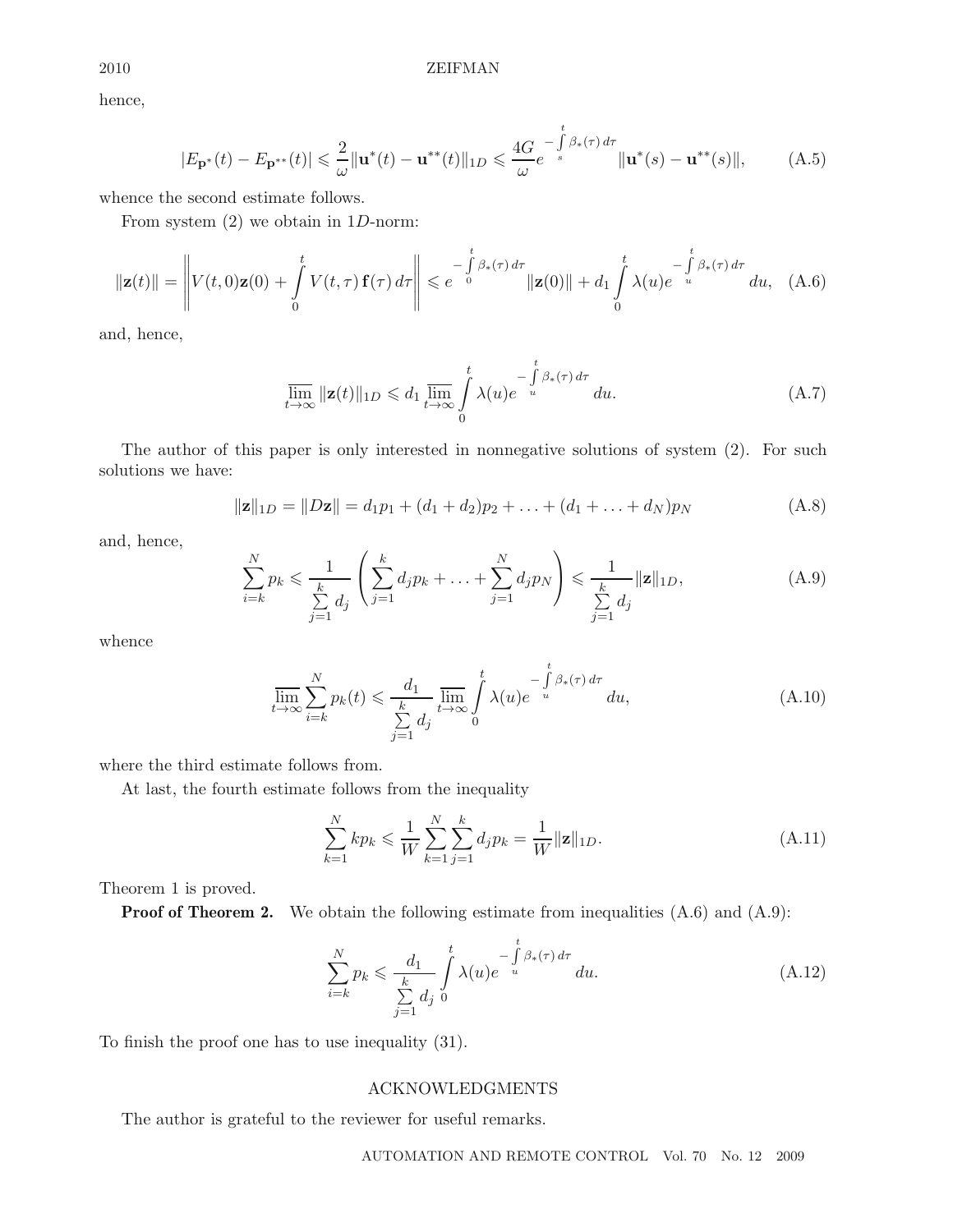hence,

$$|E_{\mathbf{p}^*}(t) - E_{\mathbf{p}^{**}}(t)| \leqslant \frac{2}{\omega}\|\mathbf{u}^*(t) - \mathbf{u}^{**}(t)\|_{1D} \leqslant \frac{4G}{\omega} e^{-\int\limits_s^t \beta_*(\tau)\,d\tau} \|\mathbf{u}^*(s) - \mathbf{u}^{**}(s)\|, \tag{A.5}$$

whence the second estimate follows.

From system (2) we obtain in $1D$-norm:

$$\|\mathbf{z}(t)\| = \left\| V(t,0)\mathbf{z}(0) + \int\limits_0^t V(t,\tau)\,\mathbf{f}(\tau)\,d\tau \right\| \leqslant e^{-\int\limits_0^t \beta_*(\tau)\,d\tau} \|\mathbf{z}(0)\| + d_1 \int\limits_0^t \lambda(u) e^{-\int\limits_u^t \beta_*(\tau)\,d\tau}\,du, \tag{A.6}$$

and, hence,

$$\overline{\lim_{t\to\infty}} \|\mathbf{z}(t)\|_{1D} \leqslant d_1 \overline{\lim_{t\to\infty}} \int\limits_0^t \lambda(u) e^{-\int\limits_u^t \beta_*(\tau)\,d\tau}\,du. \tag{A.7}$$

The author of this paper is only interested in nonnegative solutions of system (2). For such solutions we have:

$$\|\mathbf{z}\|_{1D} = \|D\mathbf{z}\| = d_1 p_1 + (d_1 + d_2)p_2 + \ldots + (d_1 + \ldots + d_N)p_N \tag{A.8}$$

and, hence,

$$\sum_{i=k}^N p_k \leqslant \frac{1}{\sum\limits_{j=1}^k d_j} \left( \sum_{j=1}^k d_j p_k + \ldots + \sum_{j=1}^N d_j p_N \right) \leqslant \frac{1}{\sum\limits_{j=1}^k d_j} \|\mathbf{z}\|_{1D}, \tag{A.9}$$

whence

$$\overline{\lim_{t\to\infty}} \sum_{i=k}^N p_k(t) \leqslant \frac{d_1}{\sum\limits_{j=1}^k d_j} \overline{\lim_{t\to\infty}} \int\limits_0^t \lambda(u) e^{-\int\limits_u^t \beta_*(\tau)\,d\tau}\,du, \tag{A.10}$$

where the third estimate follows from.

At last, the fourth estimate follows from the inequality

$$\sum_{k=1}^N k p_k \leqslant \frac{1}{W} \sum_{k=1}^N \sum_{j=1}^k d_j p_k = \frac{1}{W} \|\mathbf{z}\|_{1D}. \tag{A.11}$$

Theorem 1 is proved.

**Proof of Theorem 2.** We obtain the following estimate from inequalities (A.6) and (A.9):

$$\sum_{i=k}^N p_k \leqslant \frac{d_1}{\sum\limits_{j=1}^k d_j} \int\limits_0^t \lambda(u) e^{-\int\limits_u^t \beta_*(\tau)\,d\tau}\,du. \tag{A.12}$$

To finish the proof one has to use inequality (31).

## ACKNOWLEDGMENTS

The author is grateful to the reviewer for useful remarks.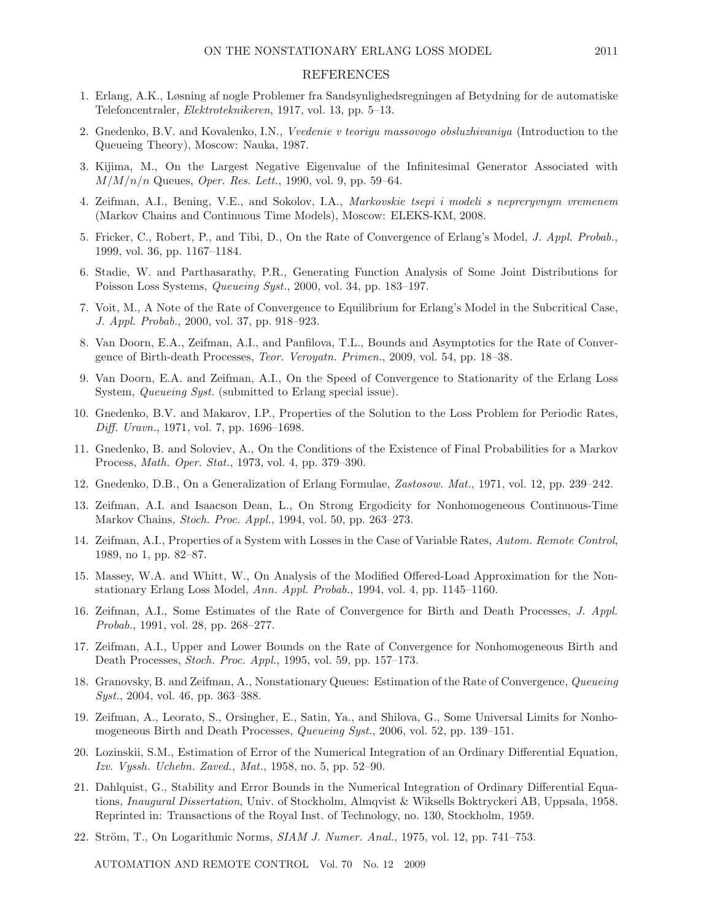## REFERENCES

1. Erlang, A.K., Løsning af nogle Problemer fra Sandsynlighedsregningen af Betydning for de automatiske Telefoncentraler, *Elektroteknikeren*, 1917, vol. 13, pp. 5–13.
2. Gnedenko, B.V. and Kovalenko, I.N., *Vvedenie v teoriyu massovogo obsluzhivaniya* (Introduction to the Queueing Theory), Moscow: Nauka, 1987.
3. Kijima, M., On the Largest Negative Eigenvalue of the Infinitesimal Generator Associated with $M/M/n/n$ Queues, *Oper. Res. Lett.*, 1990, vol. 9, pp. 59–64.
4. Zeifman, A.I., Bening, V.E., and Sokolov, I.A., *Markovskie tsepi i modeli s nepreryvnym vremenem* (Markov Chains and Continuous Time Models), Moscow: ELEKS-KM, 2008.
5. Fricker, C., Robert, P., and Tibi, D., On the Rate of Convergence of Erlang's Model, *J. Appl. Probab.*, 1999, vol. 36, pp. 1167–1184.
6. Stadie, W. and Parthasarathy, P.R., Generating Function Analysis of Some Joint Distributions for Poisson Loss Systems, *Queueing Syst.*, 2000, vol. 34, pp. 183–197.
7. Voit, M., A Note of the Rate of Convergence to Equilibrium for Erlang's Model in the Subcritical Case, *J. Appl. Probab.*, 2000, vol. 37, pp. 918–923.
8. Van Doorn, E.A., Zeifman, A.I., and Panfilova, T.L., Bounds and Asymptotics for the Rate of Convergence of Birth-death Processes, *Teor. Veroyatn. Primen.*, 2009, vol. 54, pp. 18–38.
9. Van Doorn, E.A. and Zeifman, A.I., On the Speed of Convergence to Stationarity of the Erlang Loss System, *Queueing Syst.* (submitted to Erlang special issue).
10. Gnedenko, B.V. and Makarov, I.P., Properties of the Solution to the Loss Problem for Periodic Rates, *Diff. Uravn.*, 1971, vol. 7, pp. 1696–1698.
11. Gnedenko, B. and Soloviev, A., On the Conditions of the Existence of Final Probabilities for a Markov Process, *Math. Oper. Stat.*, 1973, vol. 4, pp. 379–390.
12. Gnedenko, D.B., On a Generalization of Erlang Formulae, *Zastosow. Mat.*, 1971, vol. 12, pp. 239–242.
13. Zeifman, A.I. and Isaacson Dean, L., On Strong Ergodicity for Nonhomogeneous Continuous-Time Markov Chains, *Stoch. Proc. Appl.*, 1994, vol. 50, pp. 263–273.
14. Zeifman, A.I., Properties of a System with Losses in the Case of Variable Rates, *Autom. Remote Control*, 1989, no 1, pp. 82–87.
15. Massey, W.A. and Whitt, W., On Analysis of the Modified Offered-Load Approximation for the Nonstationary Erlang Loss Model, *Ann. Appl. Probab.*, 1994, vol. 4, pp. 1145–1160.
16. Zeifman, A.I., Some Estimates of the Rate of Convergence for Birth and Death Processes, *J. Appl. Probab.*, 1991, vol. 28, pp. 268–277.
17. Zeifman, A.I., Upper and Lower Bounds on the Rate of Convergence for Nonhomogeneous Birth and Death Processes, *Stoch. Proc. Appl.*, 1995, vol. 59, pp. 157–173.
18. Granovsky, B. and Zeifman, A., Nonstationary Queues: Estimation of the Rate of Convergence, *Queueing Syst.*, 2004, vol. 46, pp. 363–388.
19. Zeifman, A., Leorato, S., Orsingher, E., Satin, Ya., and Shilova, G., Some Universal Limits for Nonhomogeneous Birth and Death Processes, *Queueing Syst.*, 2006, vol. 52, pp. 139–151.
20. Lozinskii, S.M., Estimation of Error of the Numerical Integration of an Ordinary Differential Equation, *Izv. Vyssh. Uchebn. Zaved., Mat.*, 1958, no. 5, pp. 52–90.
21. Dahlquist, G., Stability and Error Bounds in the Numerical Integration of Ordinary Differential Equations, *Inaugural Dissertation*, Univ. of Stockholm, Almqvist & Wiksells Boktryckeri AB, Uppsala, 1958. Reprinted in: Transactions of the Royal Inst. of Technology, no. 130, Stockholm, 1959.
22. Ström, T., On Logarithmic Norms, *SIAM J. Numer. Anal.*, 1975, vol. 12, pp. 741–753.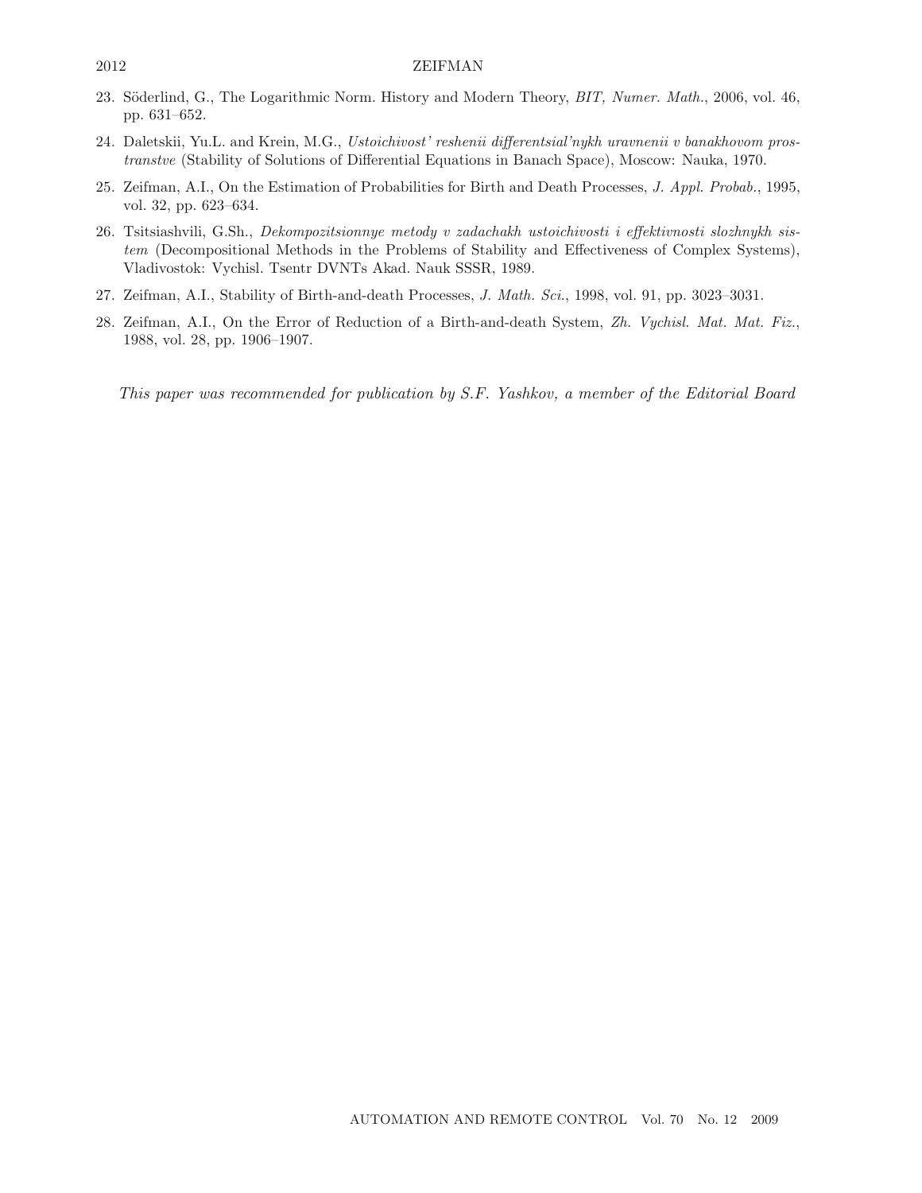23. Söderlind, G., The Logarithmic Norm. History and Modern Theory, *BIT, Numer. Math.*, 2006, vol. 46, pp. 631–652.

24. Daletskii, Yu.L. and Krein, M.G., *Ustoichivost' reshenii differentsial'nykh uravnenii v banakhovom prostranstve* (Stability of Solutions of Differential Equations in Banach Space), Moscow: Nauka, 1970.

25. Zeifman, A.I., On the Estimation of Probabilities for Birth and Death Processes, *J. Appl. Probab.*, 1995, vol. 32, pp. 623–634.

26. Tsitsiashvili, G.Sh., *Dekompozitsionnye metody v zadachakh ustoichivosti i effektivnosti slozhnykh sistem* (Decompositional Methods in the Problems of Stability and Effectiveness of Complex Systems), Vladivostok: Vychisl. Tsentr DVNTs Akad. Nauk SSSR, 1989.

27. Zeifman, A.I., Stability of Birth-and-death Processes, *J. Math. Sci.*, 1998, vol. 91, pp. 3023–3031.

28. Zeifman, A.I., On the Error of Reduction of a Birth-and-death System, *Zh. Vychisl. Mat. Mat. Fiz.*, 1988, vol. 28, pp. 1906–1907.

*This paper was recommended for publication by S.F. Yashkov, a member of the Editorial Board*